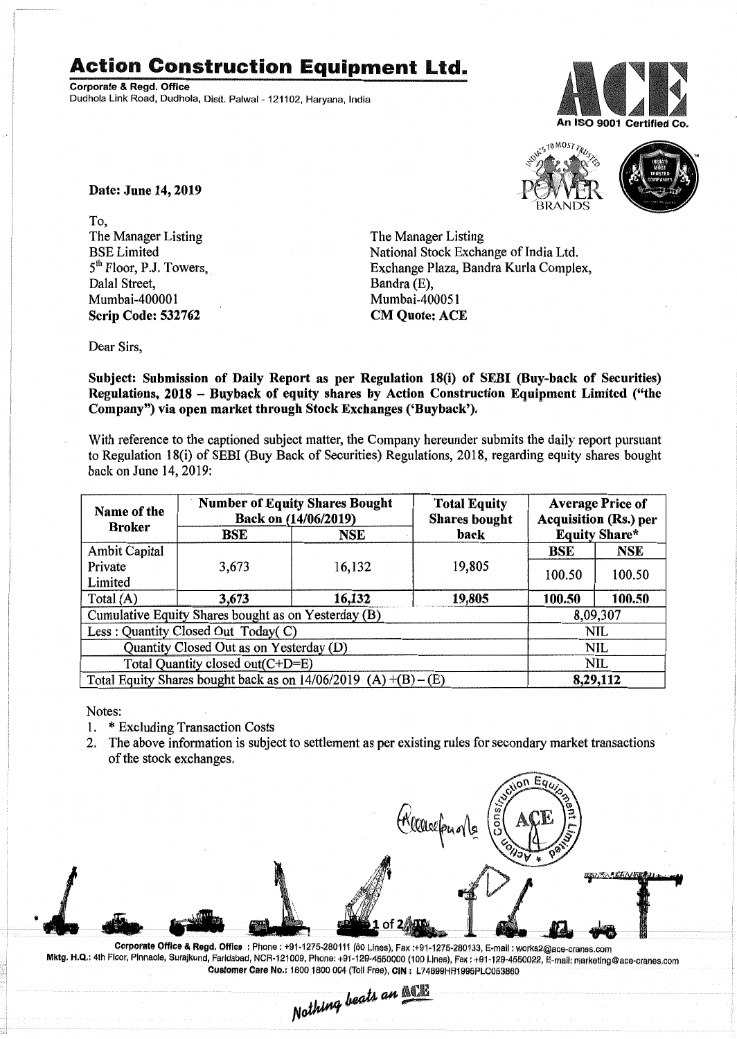# Action Construction Equipment Ltd.

**Corporate & Regd. Office**
Dudhola Link Road, Dudhola, Distt. Palwal - 121102, Haryana, India

An ISO 9001 Certified Co.

**Date: June 14, 2019**

To,
The Manager Listing
BSE Limited
5th Floor, P.J. Towers,
Dalal Street,
Mumbai-400001
**Scrip Code: 532762**

The Manager Listing
National Stock Exchange of India Ltd.
Exchange Plaza, Bandra Kurla Complex,
Bandra (E),
Mumbai-400051
**CM Quote: ACE**

Dear Sirs,

**Subject: Submission of Daily Report as per Regulation 18(i) of SEBI (Buy-back of Securities) Regulations, 2018 – Buyback of equity shares by Action Construction Equipment Limited ("the Company") via open market through Stock Exchanges ('Buyback').**

With reference to the captioned subject matter, the Company hereunder submits the daily report pursuant to Regulation 18(i) of SEBI (Buy Back of Securities) Regulations, 2018, regarding equity shares bought back on June 14, 2019:

| Name of the Broker | Number of Equity Shares Bought Back on (14/06/2019) | | Total Equity Shares bought back | Average Price of Acquisition (Rs.) per Equity Share* | |
|---|---|---|---|---|---|
| | BSE | NSE | | BSE | NSE |
| Ambit Capital Private Limited | 3,673 | 16,132 | 19,805 | 100.50 | 100.50 |
| Total (A) | **3,673** | **16,132** | **19,805** | **100.50** | **100.50** |
| Cumulative Equity Shares bought as on Yesterday (B) | | | | 8,09,307 | |
| Less : Quantity Closed Out Today( C) | | | | NIL | |
| Quantity Closed Out as on Yesterday (D) | | | | NIL | |
| Total Quantity closed out(C+D=E) | | | | NIL | |
| Total Equity Shares bought back as on 14/06/2019 (A) +(B) – (E) | | | | **8,29,112** | |

Notes:
1. * Excluding Transaction Costs
2. The above information is subject to settlement as per existing rules for secondary market transactions of the stock exchanges.

Corporate Office & Regd. Office : Phone : +91-1275-280111 (50 Lines), Fax :+91-1275-280133, E-mail : works2@ace-cranes.com
Mktg. H.Q.: 4th Floor, Pinnacle, Surajkund, Faridabad, NCR-121009, Phone: +91-129-4550000 (100 Lines), Fax : +91-129-4550022, E-mail: marketing@ace-cranes.com
Customer Care No.: 1800 1800 004 (Toll Free), CIN : L74899HR1995PLC053860

*Nothing beats an ACE*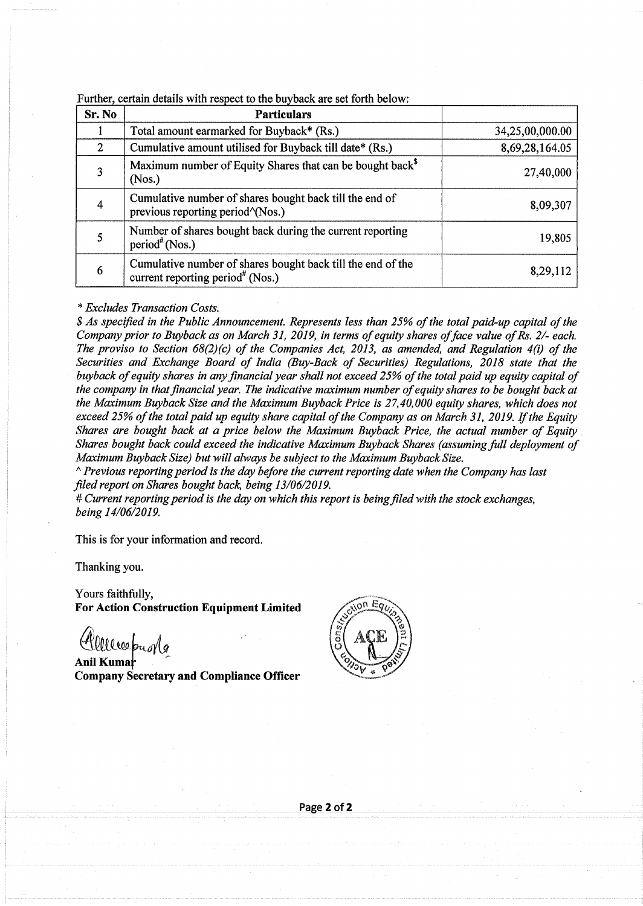Further, certain details with respect to the buyback are set forth below:

| Sr. No | Particulars | |
|---|---|---|
| 1 | Total amount earmarked for Buyback* (Rs.) | 34,25,00,000.00 |
| 2 | Cumulative amount utilised for Buyback till date* (Rs.) | 8,69,28,164.05 |
| 3 | Maximum number of Equity Shares that can be bought back$ (Nos.) | 27,40,000 |
| 4 | Cumulative number of shares bought back till the end of previous reporting period^(Nos.) | 8,09,307 |
| 5 | Number of shares bought back during the current reporting period# (Nos.) | 19,805 |
| 6 | Cumulative number of shares bought back till the end of the current reporting period# (Nos.) | 8,29,112 |

*\* Excludes Transaction Costs.*

*$ As specified in the Public Announcement. Represents less than 25% of the total paid-up capital of the Company prior to Buyback as on March 31, 2019, in terms of equity shares of face value of Rs. 2/- each. The proviso to Section 68(2)(c) of the Companies Act, 2013, as amended, and Regulation 4(i) of the Securities and Exchange Board of India (Buy-Back of Securities) Regulations, 2018 state that the buyback of equity shares in any financial year shall not exceed 25% of the total paid up equity capital of the company in that financial year. The indicative maximum number of equity shares to be bought back at the Maximum Buyback Size and the Maximum Buyback Price is 27,40,000 equity shares, which does not exceed 25% of the total paid up equity share capital of the Company as on March 31, 2019. If the Equity Shares are bought back at a price below the Maximum Buyback Price, the actual number of Equity Shares bought back could exceed the indicative Maximum Buyback Shares (assuming full deployment of Maximum Buyback Size) but will always be subject to the Maximum Buyback Size.*

*^ Previous reporting period is the day before the current reporting date when the Company has last filed report on Shares bought back, being 13/06/2019.*

*# Current reporting period is the day on which this report is being filed with the stock exchanges, being 14/06/2019.*

This is for your information and record.

Thanking you.

Yours faithfully,
**For Action Construction Equipment Limited**

**Anil Kumar**
**Company Secretary and Compliance Officer**